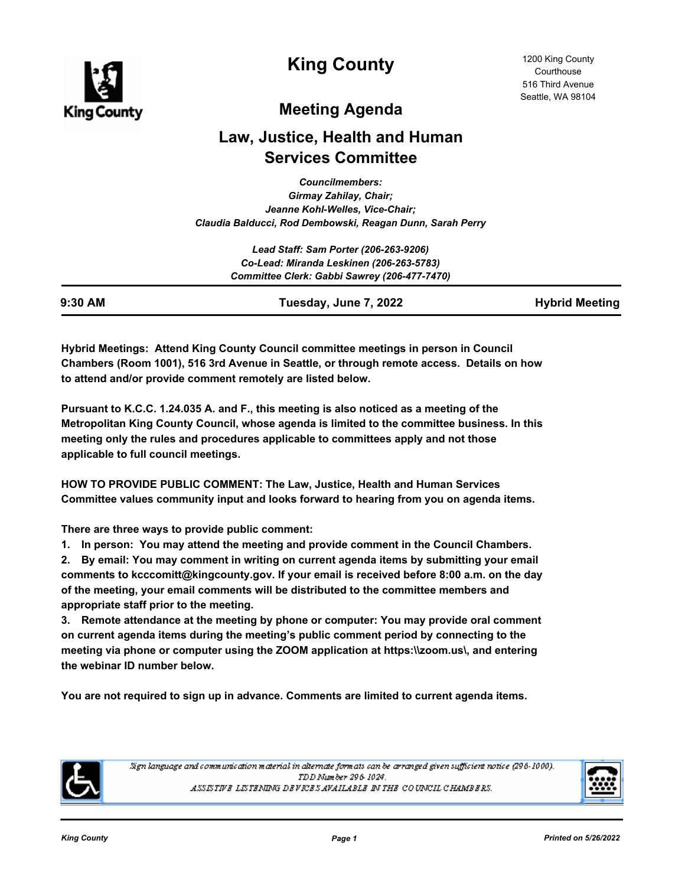# King County

1200 King County Courthouse
516 Third Avenue
Seattle, WA 98104

## Meeting Agenda

## Law, Justice, Health and Human Services Committee

*Councilmembers:*
*Girmay Zahilay, Chair;*
*Jeanne Kohl-Welles, Vice-Chair;*
*Claudia Balducci, Rod Dembowski, Reagan Dunn, Sarah Perry*

*Lead Staff: Sam Porter (206-263-9206)*
*Co-Lead: Miranda Leskinen (206-263-5783)*
*Committee Clerk: Gabbi Sawrey (206-477-7470)*

**9:30 AM** **Tuesday, June 7, 2022** **Hybrid Meeting**

**Hybrid Meetings: Attend King County Council committee meetings in person in Council Chambers (Room 1001), 516 3rd Avenue in Seattle, or through remote access. Details on how to attend and/or provide comment remotely are listed below.**

**Pursuant to K.C.C. 1.24.035 A. and F., this meeting is also noticed as a meeting of the Metropolitan King County Council, whose agenda is limited to the committee business. In this meeting only the rules and procedures applicable to committees apply and not those applicable to full council meetings.**

**HOW TO PROVIDE PUBLIC COMMENT: The Law, Justice, Health and Human Services Committee values community input and looks forward to hearing from you on agenda items.**

**There are three ways to provide public comment:**

1. **In person: You may attend the meeting and provide comment in the Council Chambers.**
2. **By email: You may comment in writing on current agenda items by submitting your email comments to kcccomitt@kingcounty.gov. If your email is received before 8:00 a.m. on the day of the meeting, your email comments will be distributed to the committee members and appropriate staff prior to the meeting.**
3. **Remote attendance at the meeting by phone or computer: You may provide oral comment on current agenda items during the meeting's public comment period by connecting to the meeting via phone or computer using the ZOOM application at https:\\zoom.us\, and entering the webinar ID number below.**

**You are not required to sign up in advance. Comments are limited to current agenda items.**

*Sign language and communication material in alternate formats can be arranged given sufficient notice (296-1000). TDD Number 296-1024.*
*ASSISTIVE LISTENING DEVICES AVAILABLE IN THE COUNCIL CHAMBERS.*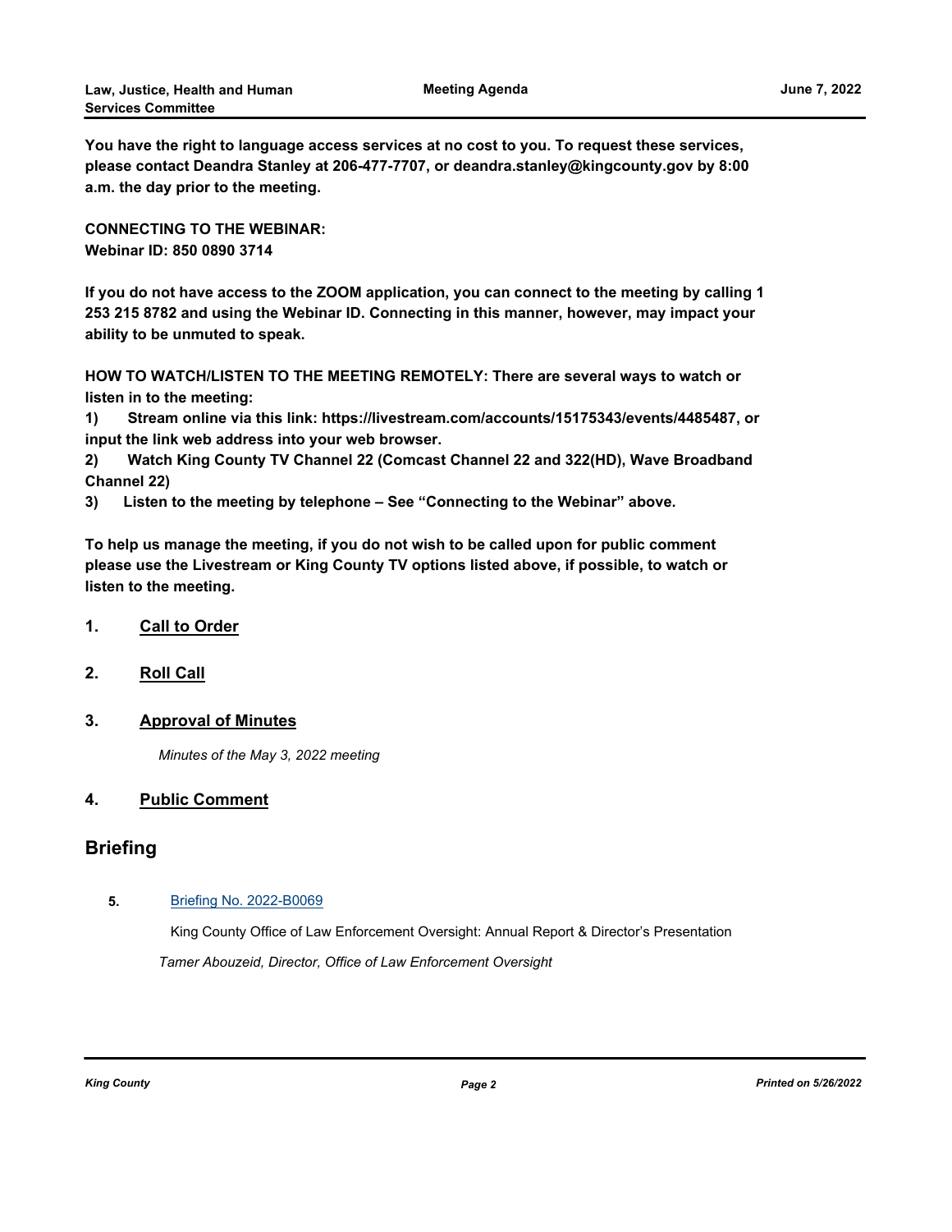**You have the right to language access services at no cost to you. To request these services, please contact Deandra Stanley at 206-477-7707, or deandra.stanley@kingcounty.gov by 8:00 a.m. the day prior to the meeting.**

**CONNECTING TO THE WEBINAR:**
**Webinar ID: 850 0890 3714**

**If you do not have access to the ZOOM application, you can connect to the meeting by calling 1 253 215 8782 and using the Webinar ID. Connecting in this manner, however, may impact your ability to be unmuted to speak.**

**HOW TO WATCH/LISTEN TO THE MEETING REMOTELY: There are several ways to watch or listen in to the meeting:**

**1) Stream online via this link: https://livestream.com/accounts/15175343/events/4485487, or input the link web address into your web browser.**

**2) Watch King County TV Channel 22 (Comcast Channel 22 and 322(HD), Wave Broadband Channel 22)**

**3) Listen to the meeting by telephone – See "Connecting to the Webinar" above.**

**To help us manage the meeting, if you do not wish to be called upon for public comment please use the Livestream or King County TV options listed above, if possible, to watch or listen to the meeting.**

## 1. Call to Order

## 2. Roll Call

## 3. Approval of Minutes

*Minutes of the May 3, 2022 meeting*

## 4. Public Comment

# Briefing

**5.** Briefing No. 2022-B0069

King County Office of Law Enforcement Oversight: Annual Report & Director's Presentation

*Tamer Abouzeid, Director, Office of Law Enforcement Oversight*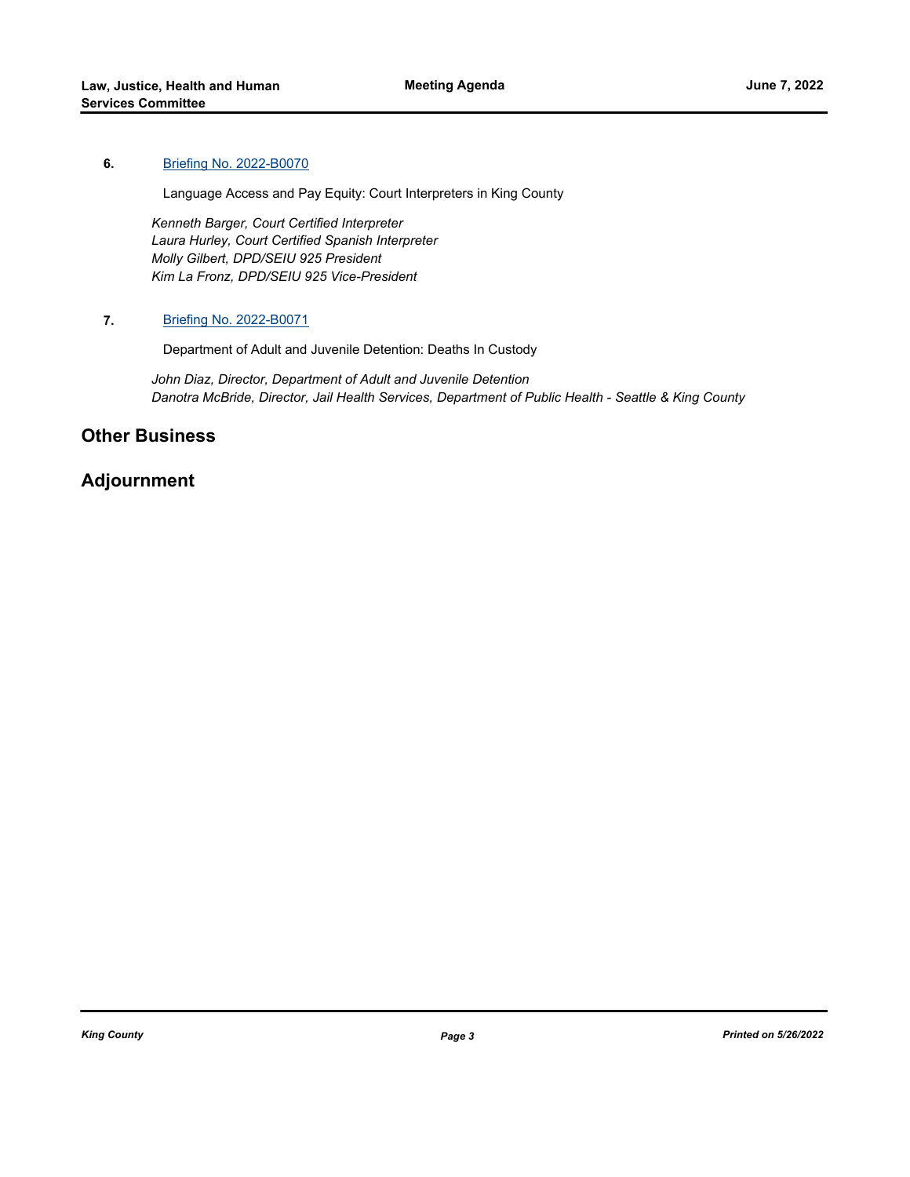6. [Briefing No. 2022-B0070]

   Language Access and Pay Equity: Court Interpreters in King County

   *Kenneth Barger, Court Certified Interpreter*
   *Laura Hurley, Court Certified Spanish Interpreter*
   *Molly Gilbert, DPD/SEIU 925 President*
   *Kim La Fronz, DPD/SEIU 925 Vice-President*

7. [Briefing No. 2022-B0071]

   Department of Adult and Juvenile Detention: Deaths In Custody

   *John Diaz, Director, Department of Adult and Juvenile Detention*
   *Danotra McBride, Director, Jail Health Services, Department of Public Health - Seattle & King County*

## Other Business

## Adjournment